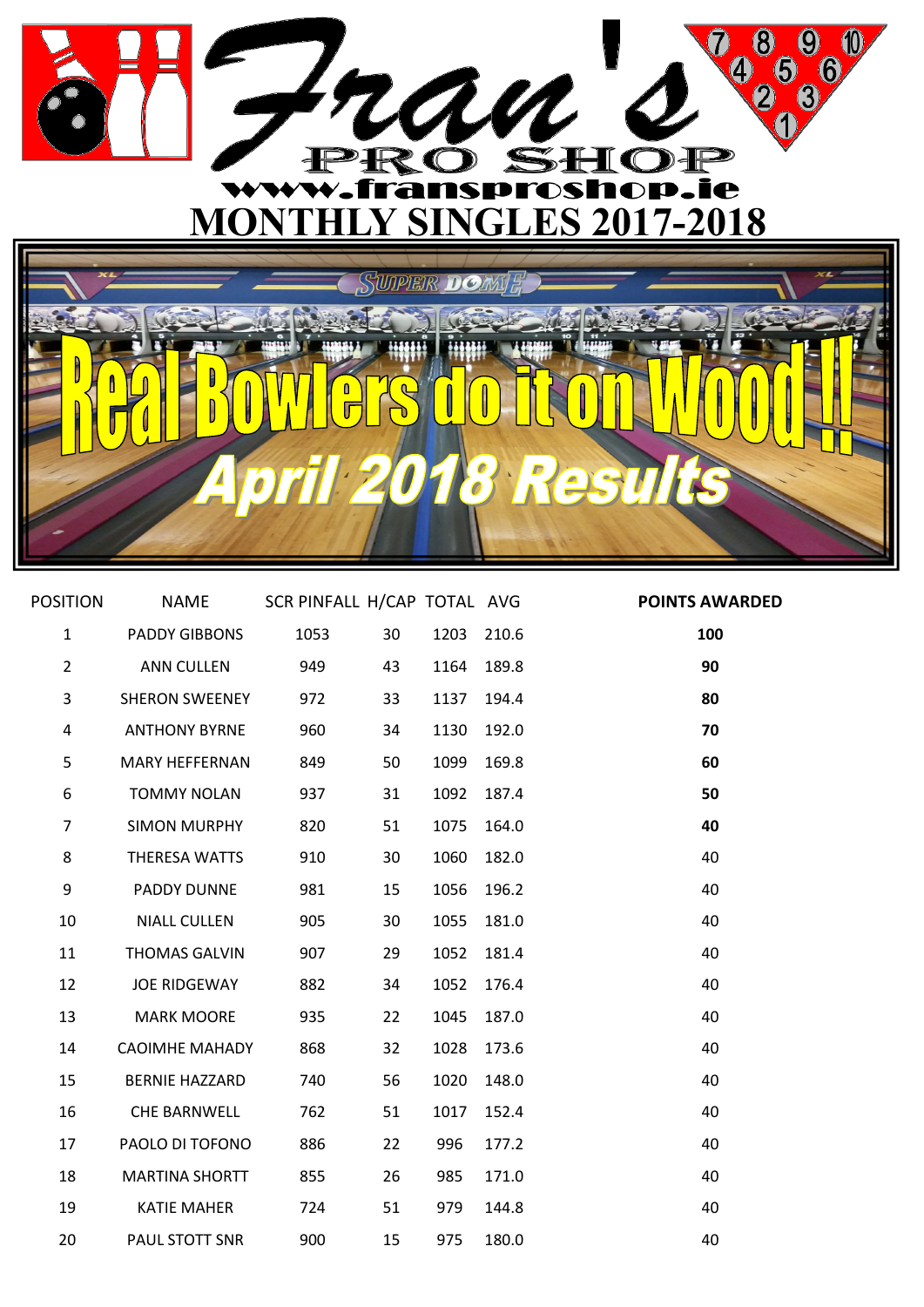# Fran's

PRO SHOP

www.fransproshop.ie

# MONTHLY SINGLES 2017-2018

# Real Bowlers do it on Wood !!

## April 2018 Results

| POSITION | NAME | SCR PINFALL | H/CAP | TOTAL | AVG | POINTS AWARDED |
|---|---|---|---|---|---|---|
| 1 | PADDY GIBBONS | 1053 | 30 | 1203 | 210.6 | **100** |
| 2 | ANN CULLEN | 949 | 43 | 1164 | 189.8 | **90** |
| 3 | SHERON SWEENEY | 972 | 33 | 1137 | 194.4 | **80** |
| 4 | ANTHONY BYRNE | 960 | 34 | 1130 | 192.0 | **70** |
| 5 | MARY HEFFERNAN | 849 | 50 | 1099 | 169.8 | **60** |
| 6 | TOMMY NOLAN | 937 | 31 | 1092 | 187.4 | **50** |
| 7 | SIMON MURPHY | 820 | 51 | 1075 | 164.0 | **40** |
| 8 | THERESA WATTS | 910 | 30 | 1060 | 182.0 | 40 |
| 9 | PADDY DUNNE | 981 | 15 | 1056 | 196.2 | 40 |
| 10 | NIALL CULLEN | 905 | 30 | 1055 | 181.0 | 40 |
| 11 | THOMAS GALVIN | 907 | 29 | 1052 | 181.4 | 40 |
| 12 | JOE RIDGEWAY | 882 | 34 | 1052 | 176.4 | 40 |
| 13 | MARK MOORE | 935 | 22 | 1045 | 187.0 | 40 |
| 14 | CAOIMHE MAHADY | 868 | 32 | 1028 | 173.6 | 40 |
| 15 | BERNIE HAZZARD | 740 | 56 | 1020 | 148.0 | 40 |
| 16 | CHE BARNWELL | 762 | 51 | 1017 | 152.4 | 40 |
| 17 | PAOLO DI TOFONO | 886 | 22 | 996 | 177.2 | 40 |
| 18 | MARTINA SHORTT | 855 | 26 | 985 | 171.0 | 40 |
| 19 | KATIE MAHER | 724 | 51 | 979 | 144.8 | 40 |
| 20 | PAUL STOTT SNR | 900 | 15 | 975 | 180.0 | 40 |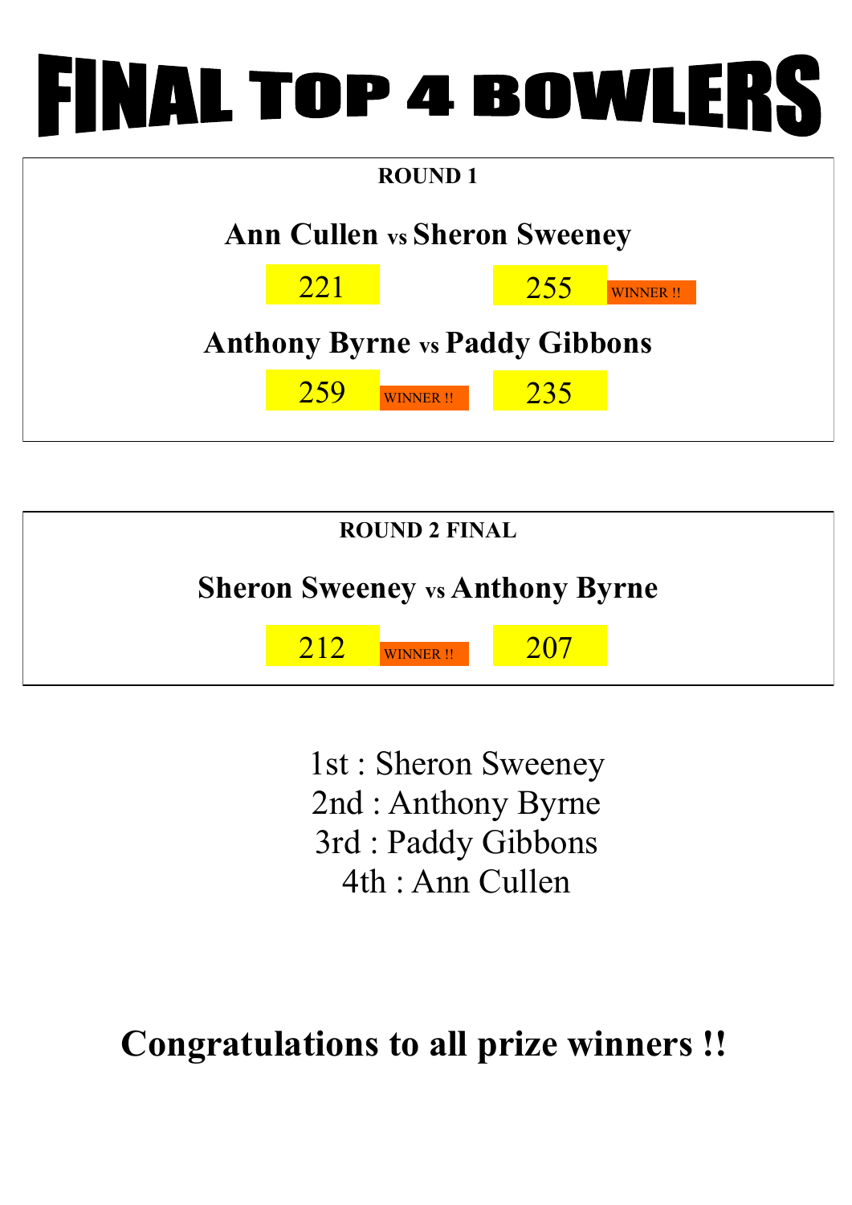# FINAL TOP 4 BOWLERS

## ROUND 1

**Ann Cullen vs Sheron Sweeney**

| Ann Cullen | | Sheron Sweeney | |
|---|---|---|---|
| 221 | | 255 | WINNER !! |

**Anthony Byrne vs Paddy Gibbons**

| Anthony Byrne | | Paddy Gibbons |
|---|---|---|
| 259 | WINNER !! | 235 |

## ROUND 2 FINAL

**Sheron Sweeney vs Anthony Byrne**

| Sheron Sweeney | | Anthony Byrne |
|---|---|---|
| 212 | WINNER !! | 207 |

1st : Sheron Sweeney
2nd : Anthony Byrne
3rd : Paddy Gibbons
4th : Ann Cullen

**Congratulations to all prize winners !!**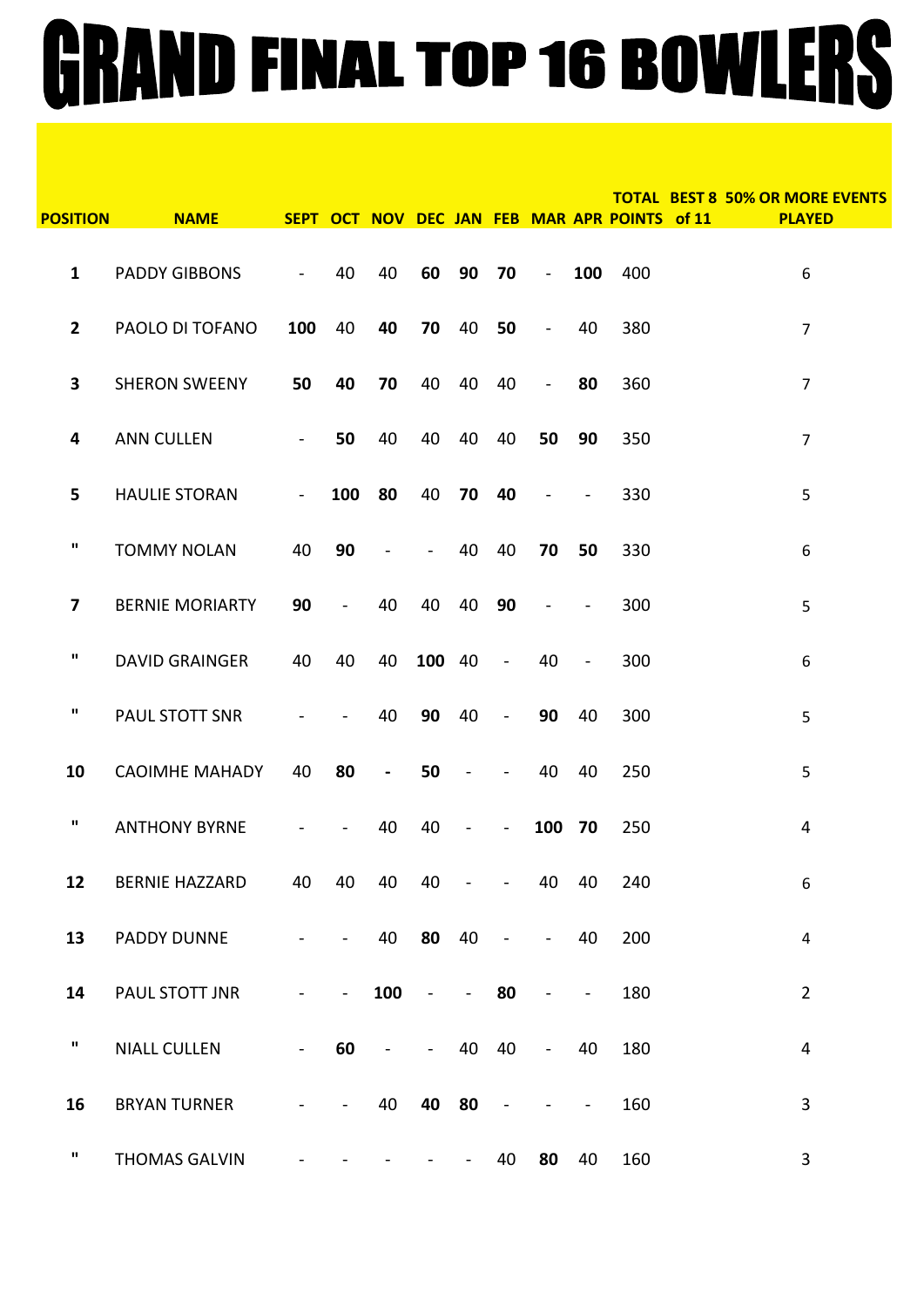# GRAND FINAL TOP 16 BOWLERS

| POSITION | NAME | SEPT | OCT | NOV | DEC | JAN | FEB | MAR | APR | TOTAL POINTS | BEST 8 of 11 | 50% OR MORE EVENTS PLAYED |
|---|---|---|---|---|---|---|---|---|---|---|---|---|
| 1 | PADDY GIBBONS | - | 40 | 40 | **60** | **90** | **70** | - | **100** | 400 | | 6 |
| 2 | PAOLO DI TOFANO | **100** | 40 | **40** | **70** | 40 | **50** | - | 40 | 380 | | 7 |
| 3 | SHERON SWEENY | **50** | **40** | **70** | 40 | 40 | 40 | - | **80** | 360 | | 7 |
| 4 | ANN CULLEN | - | **50** | 40 | 40 | 40 | 40 | **50** | **90** | 350 | | 7 |
| 5 | HAULIE STORAN | - | **100** | **80** | 40 | **70** | **40** | - | - | 330 | | 5 |
| " | TOMMY NOLAN | 40 | **90** | - | - | 40 | 40 | **70** | **50** | 330 | | 6 |
| 7 | BERNIE MORIARTY | **90** | - | 40 | 40 | 40 | **90** | - | - | 300 | | 5 |
| " | DAVID GRAINGER | 40 | 40 | 40 | **100** | 40 | - | 40 | - | 300 | | 6 |
| " | PAUL STOTT SNR | - | - | 40 | **90** | 40 | - | **90** | 40 | 300 | | 5 |
| 10 | CAOIMHE MAHADY | 40 | **80** | **-** | **50** | - | - | 40 | 40 | 250 | | 5 |
| " | ANTHONY BYRNE | - | - | 40 | 40 | - | - | **100** | **70** | 250 | | 4 |
| 12 | BERNIE HAZZARD | 40 | 40 | 40 | 40 | - | - | 40 | 40 | 240 | | 6 |
| 13 | PADDY DUNNE | - | - | 40 | **80** | 40 | - | - | 40 | 200 | | 4 |
| 14 | PAUL STOTT JNR | - | - | **100** | - | - | **80** | - | - | 180 | | 2 |
| " | NIALL CULLEN | - | **60** | - | - | 40 | 40 | - | 40 | 180 | | 4 |
| 16 | BRYAN TURNER | - | - | 40 | **40** | **80** | - | - | - | 160 | | 3 |
| " | THOMAS GALVIN | - | - | - | - | - | 40 | **80** | 40 | 160 | | 3 |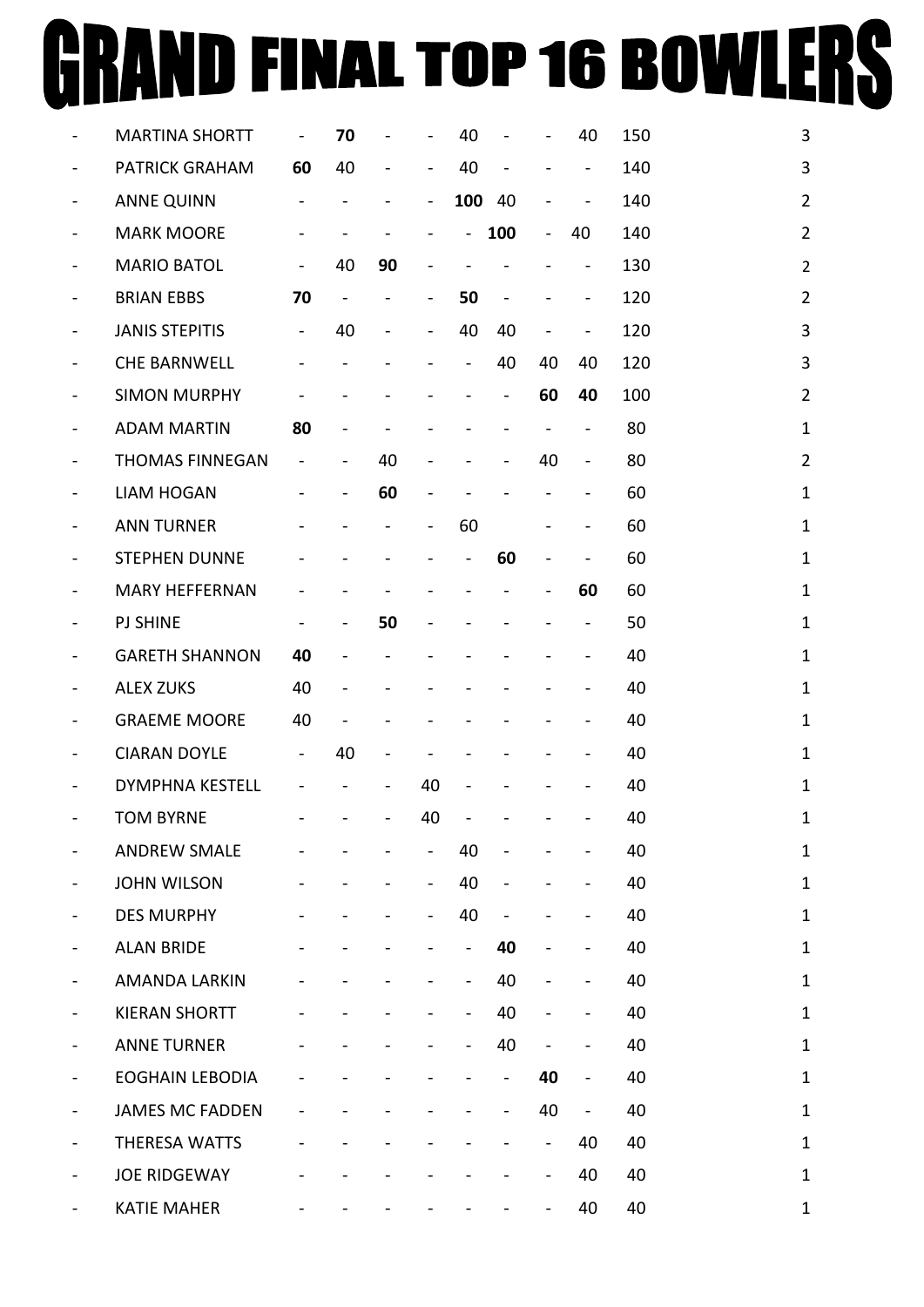# GRAND FINAL TOP 16 BOWLERS

| | | | | | | | | | | | |
|---|---|---|---|---|---|---|---|---|---|---|---|
| - | MARTINA SHORTT | - | **70** | - | - | 40 | - | - | 40 | 150 | 3 |
| - | PATRICK GRAHAM | **60** | 40 | - | - | 40 | - | - | - | 140 | 3 |
| - | ANNE QUINN | - | - | - | - | **100** | 40 | - | - | 140 | 2 |
| - | MARK MOORE | - | - | - | - | - | **100** | - | 40 | 140 | 2 |
| - | MARIO BATOL | - | 40 | **90** | - | - | - | - | - | 130 | 2 |
| - | BRIAN EBBS | **70** | - | - | - | **50** | - | - | - | 120 | 2 |
| - | JANIS STEPITIS | - | 40 | - | - | 40 | 40 | - | - | 120 | 3 |
| - | CHE BARNWELL | - | - | - | - | - | 40 | 40 | 40 | 120 | 3 |
| - | SIMON MURPHY | - | - | - | - | - | - | **60** | **40** | 100 | 2 |
| - | ADAM MARTIN | **80** | - | - | - | - | - | - | - | 80 | 1 |
| - | THOMAS FINNEGAN | - | - | 40 | - | - | - | 40 | - | 80 | 2 |
| - | LIAM HOGAN | - | - | **60** | - | - | - | - | - | 60 | 1 |
| - | ANN TURNER | - | - | - | - | 60 | | - | - | 60 | 1 |
| - | STEPHEN DUNNE | - | - | - | - | - | **60** | - | - | 60 | 1 |
| - | MARY HEFFERNAN | - | - | - | - | - | - | - | **60** | 60 | 1 |
| - | PJ SHINE | - | - | **50** | - | - | - | - | - | 50 | 1 |
| - | GARETH SHANNON | **40** | - | - | - | - | - | - | - | 40 | 1 |
| - | ALEX ZUKS | 40 | - | - | - | - | - | - | - | 40 | 1 |
| - | GRAEME MOORE | 40 | - | - | - | - | - | - | - | 40 | 1 |
| - | CIARAN DOYLE | - | 40 | - | - | - | - | - | - | 40 | 1 |
| - | DYMPHNA KESTELL | - | - | - | 40 | - | - | - | - | 40 | 1 |
| - | TOM BYRNE | - | - | - | 40 | - | - | - | - | 40 | 1 |
| - | ANDREW SMALE | - | - | - | - | 40 | - | - | - | 40 | 1 |
| - | JOHN WILSON | - | - | - | - | 40 | - | - | - | 40 | 1 |
| - | DES MURPHY | - | - | - | - | 40 | - | - | - | 40 | 1 |
| - | ALAN BRIDE | - | - | - | - | - | **40** | - | - | 40 | 1 |
| - | AMANDA LARKIN | - | - | - | - | - | 40 | - | - | 40 | 1 |
| - | KIERAN SHORTT | - | - | - | - | - | 40 | - | - | 40 | 1 |
| - | ANNE TURNER | - | - | - | - | - | 40 | - | - | 40 | 1 |
| - | EOGHAIN LEBODIA | - | - | - | - | - | - | **40** | - | 40 | 1 |
| - | JAMES MC FADDEN | - | - | - | - | - | - | 40 | - | 40 | 1 |
| - | THERESA WATTS | - | - | - | - | - | - | - | 40 | 40 | 1 |
| - | JOE RIDGEWAY | - | - | - | - | - | - | - | 40 | 40 | 1 |
| - | KATIE MAHER | - | - | - | - | - | - | - | 40 | 40 | 1 |